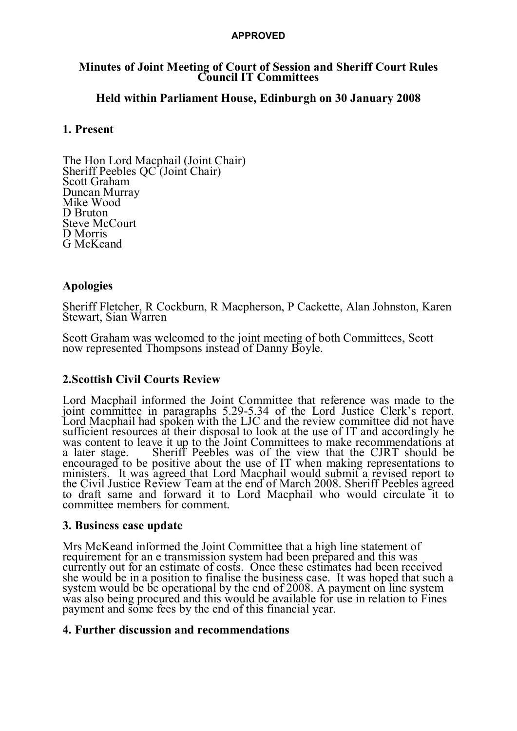**APPROVED**

# Minutes of Joint Meeting of Court of Session and Sheriff Court Rules Council IT Committees

## Held within Parliament House, Edinburgh on 30 January 2008

### 1. Present

The Hon Lord Macphail (Joint Chair)
Sheriff Peebles QC (Joint Chair)
Scott Graham
Duncan Murray
Mike Wood
D Bruton
Steve McCourt
D Morris
G McKeand

### Apologies

Sheriff Fletcher, R Cockburn, R Macpherson, P Cackette, Alan Johnston, Karen Stewart, Sian Warren

Scott Graham was welcomed to the joint meeting of both Committees, Scott now represented Thompsons instead of Danny Boyle.

### 2.Scottish Civil Courts Review

Lord Macphail informed the Joint Committee that reference was made to the joint committee in paragraphs 5.29-5.34 of the Lord Justice Clerk's report. Lord Macphail had spoken with the LJC and the review committee did not have sufficient resources at their disposal to look at the use of IT and accordingly he was content to leave it up to the Joint Committees to make recommendations at a later stage. Sheriff Peebles was of the view that the CJRT should be encouraged to be positive about the use of IT when making representations to ministers. It was agreed that Lord Macphail would submit a revised report to the Civil Justice Review Team at the end of March 2008. Sheriff Peebles agreed to draft same and forward it to Lord Macphail who would circulate it to committee members for comment.

### 3. Business case update

Mrs McKeand informed the Joint Committee that a high line statement of requirement for an e transmission system had been prepared and this was currently out for an estimate of costs. Once these estimates had been received she would be in a position to finalise the business case. It was hoped that such a system would be be operational by the end of 2008. A payment on line system was also being procured and this would be available for use in relation to Fines payment and some fees by the end of this financial year.

### 4. Further discussion and recommendations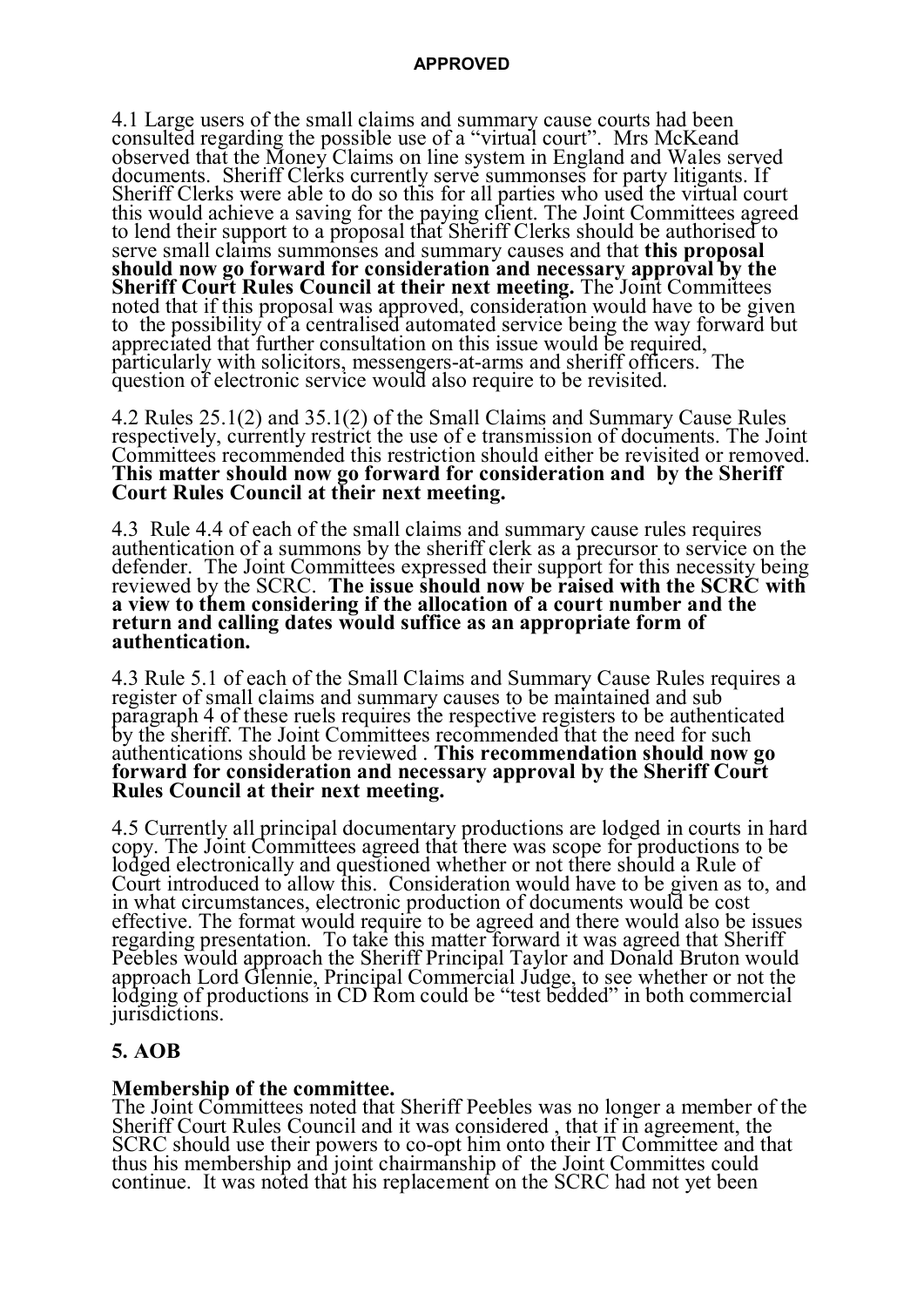**APPROVED**

4.1 Large users of the small claims and summary cause courts had been consulted regarding the possible use of a "virtual court". Mrs McKeand observed that the Money Claims on line system in England and Wales served documents. Sheriff Clerks currently serve summonses for party litigants. If Sheriff Clerks were able to do so this for all parties who used the virtual court this would achieve a saving for the paying client. The Joint Committees agreed to lend their support to a proposal that Sheriff Clerks should be authorised to serve small claims summonses and summary causes and that **this proposal should now go forward for consideration and necessary approval by the Sheriff Court Rules Council at their next meeting.** The Joint Committees noted that if this proposal was approved, consideration would have to be given to the possibility of a centralised automated service being the way forward but appreciated that further consultation on this issue would be required, particularly with solicitors, messengers-at-arms and sheriff officers. The question of electronic service would also require to be revisited.

4.2 Rules 25.1(2) and 35.1(2) of the Small Claims and Summary Cause Rules respectively, currently restrict the use of e transmission of documents. The Joint Committees recommended this restriction should either be revisited or removed. **This matter should now go forward for consideration and by the Sheriff Court Rules Council at their next meeting.**

4.3 Rule 4.4 of each of the small claims and summary cause rules requires authentication of a summons by the sheriff clerk as a precursor to service on the defender. The Joint Committees expressed their support for this necessity being reviewed by the SCRC. **The issue should now be raised with the SCRC with a view to them considering if the allocation of a court number and the return and calling dates would suffice as an appropriate form of authentication.**

4.3 Rule 5.1 of each of the Small Claims and Summary Cause Rules requires a register of small claims and summary causes to be maintained and sub paragraph 4 of these ruels requires the respective registers to be authenticated by the sheriff. The Joint Committees recommended that the need for such authentications should be reviewed . **This recommendation should now go forward for consideration and necessary approval by the Sheriff Court Rules Council at their next meeting.**

4.5 Currently all principal documentary productions are lodged in courts in hard copy. The Joint Committees agreed that there was scope for productions to be lodged electronically and questioned whether or not there should a Rule of Court introduced to allow this. Consideration would have to be given as to, and in what circumstances, electronic production of documents would be cost effective. The format would require to be agreed and there would also be issues regarding presentation. To take this matter forward it was agreed that Sheriff Peebles would approach the Sheriff Principal Taylor and Donald Bruton would approach Lord Glennie, Principal Commercial Judge, to see whether or not the lodging of productions in CD Rom could be "test bedded" in both commercial jurisdictions.

## 5. AOB

**Membership of the committee.**

The Joint Committees noted that Sheriff Peebles was no longer a member of the Sheriff Court Rules Council and it was considered , that if in agreement, the SCRC should use their powers to co-opt him onto their IT Committee and that thus his membership and joint chairmanship of the Joint Committes could continue. It was noted that his replacement on the SCRC had not yet been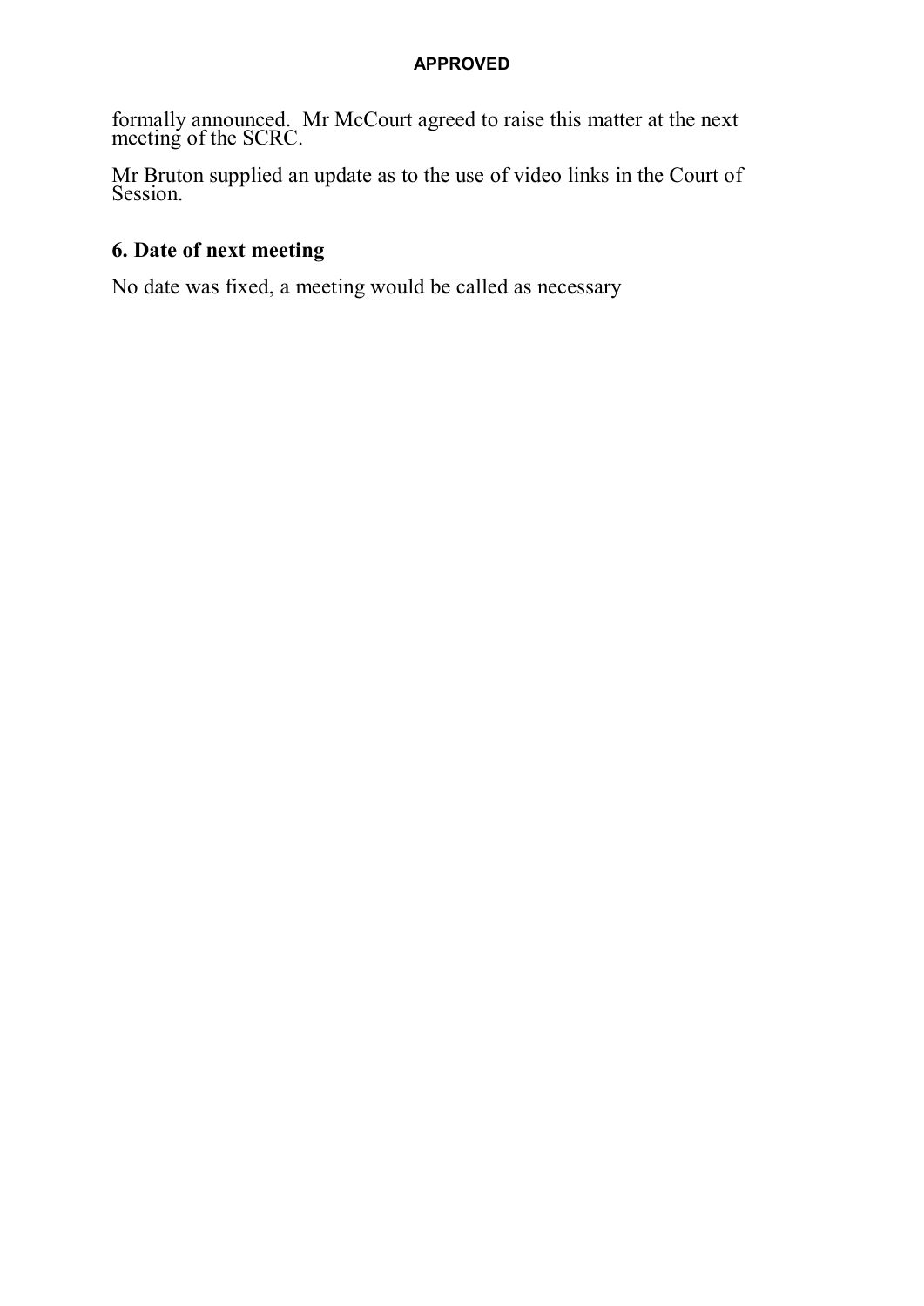formally announced.  Mr McCourt agreed to raise this matter at the next meeting of the SCRC.

Mr Bruton supplied an update as to the use of video links in the Court of Session.

## 6. Date of next meeting

No date was fixed, a meeting would be called as necessary